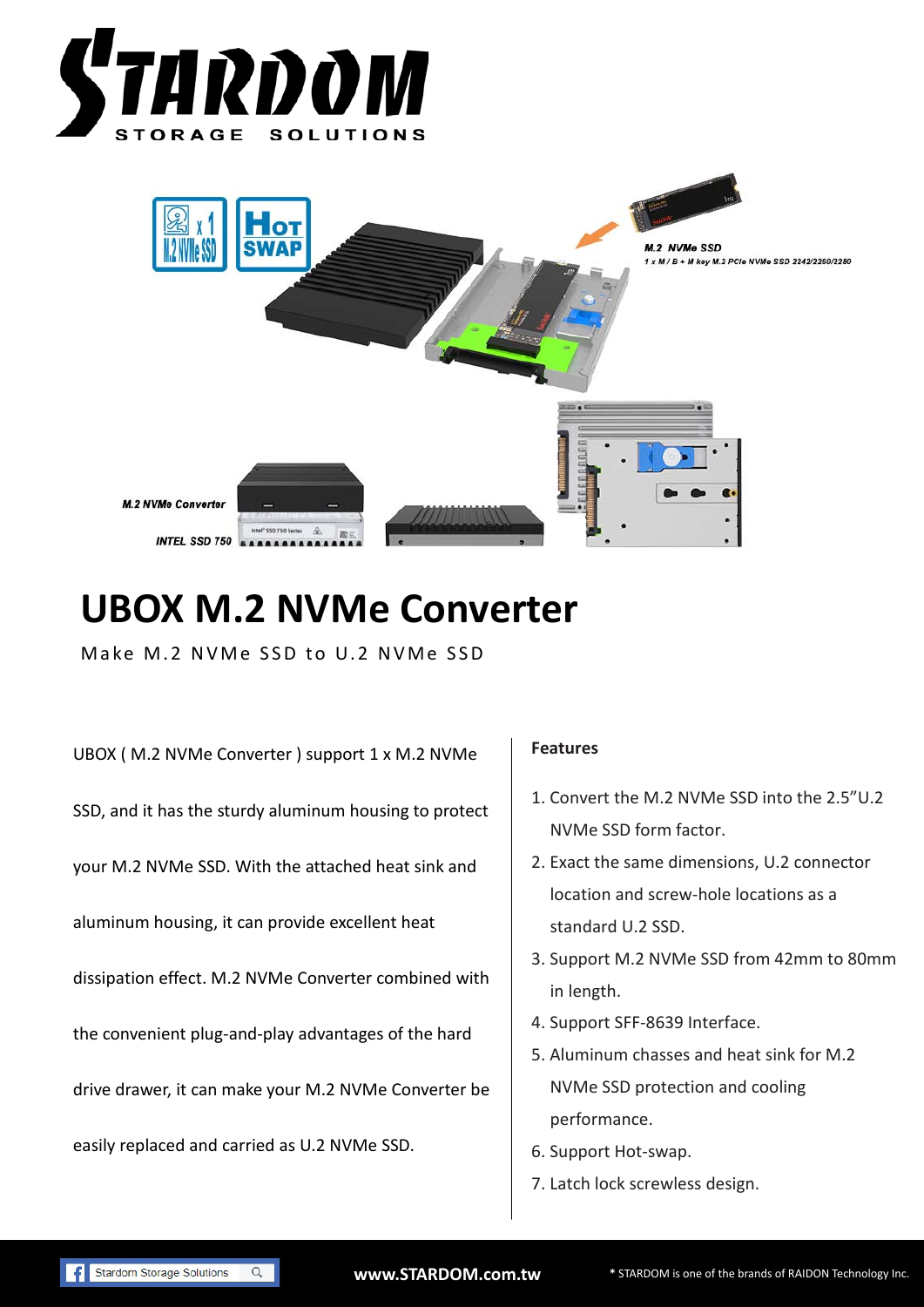# UBOX M.2 NVMe Converter

Make M.2 NVMe SSD to U.2 NVMe SSD

UBOX ( M.2 NVMe Converter ) support 1 x M.2 NVMe SSD, and it has the sturdy aluminum housing to protect your M.2 NVMe SSD. With the attached heat sink and aluminum housing, it can provide excellent heat dissipation effect. M.2 NVMe Converter combined with the convenient plug-and-play advantages of the hard drive drawer, it can make your M.2 NVMe Converter be easily replaced and carried as U.2 NVMe SSD.

**Features**

1. Convert the M.2 NVMe SSD into the 2.5"U.2 NVMe SSD form factor.
2. Exact the same dimensions, U.2 connector location and screw-hole locations as a standard U.2 SSD.
3. Support M.2 NVMe SSD from 42mm to 80mm in length.
4. Support SFF-8639 Interface.
5. Aluminum chasses and heat sink for M.2 NVMe SSD protection and cooling performance.
6. Support Hot-swap.
7. Latch lock screwless design.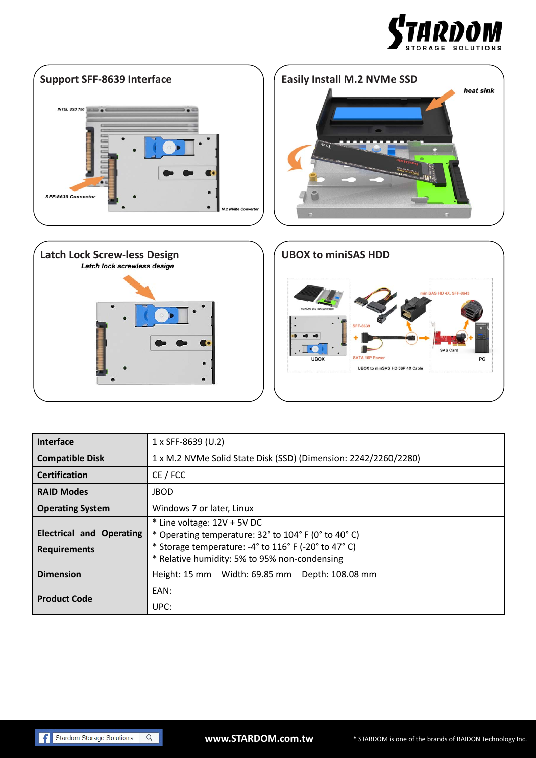## Support SFF-8639 Interface

INTEL SSD 750

SFF-8639 Connector

M.2 NVMe Converter

## Easily Install M.2 NVMe SSD

heat sink

## Latch Lock Screw-less Design

Latch lock screwless design

## UBOX to miniSAS HDD

M.2 NVMe SSD (2242/2260/2280)

UBOX

SFF-8639

SATA 15P Power

UBOX to minSAS HD 36P 4X Cable

miniSAS HD 4X, SFF-8643

SAS Card

PC

| | |
|---|---|
| **Interface** | 1 x SFF-8639 (U.2) |
| **Compatible Disk** | 1 x M.2 NVMe Solid State Disk (SSD) (Dimension: 2242/2260/2280) |
| **Certification** | CE / FCC |
| **RAID Modes** | JBOD |
| **Operating System** | Windows 7 or later, Linux |
| **Electrical and Operating Requirements** | * Line voltage: 12V + 5V DC<br>* Operating temperature: 32° to 104° F (0° to 40° C)<br>* Storage temperature: -4° to 116° F (-20° to 47° C)<br>* Relative humidity: 5% to 95% non-condensing |
| **Dimension** | Height: 15 mm Width: 69.85 mm Depth: 108.08 mm |
| **Product Code** | EAN:<br>UPC: |

Stardom Storage Solutions

www.STARDOM.com.tw

* STARDOM is one of the brands of RAIDON Technology Inc.